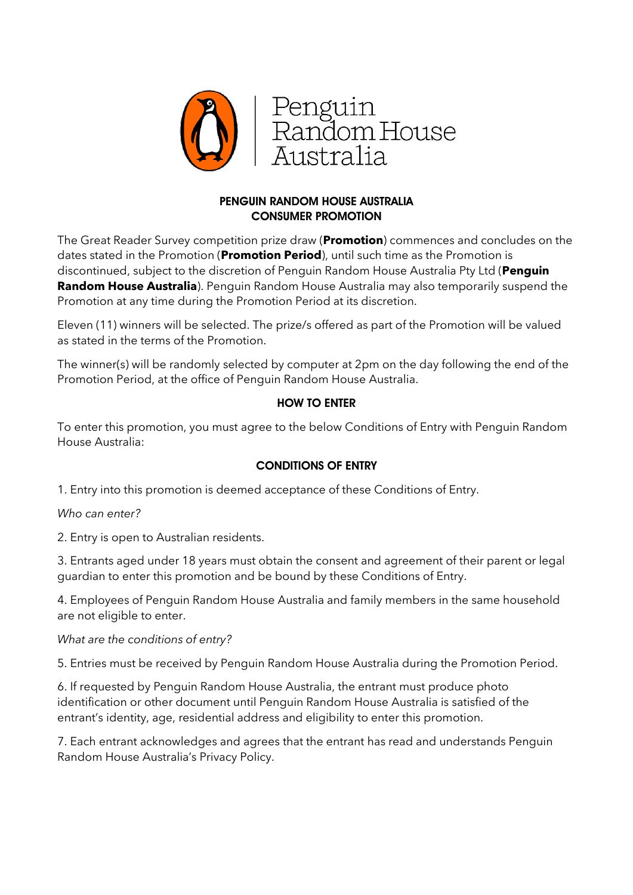Penguin Random House Australia

## PENGUIN RANDOM HOUSE AUSTRALIA
## CONSUMER PROMOTION

The Great Reader Survey competition prize draw (**Promotion**) commences and concludes on the dates stated in the Promotion (**Promotion Period**), until such time as the Promotion is discontinued, subject to the discretion of Penguin Random House Australia Pty Ltd (**Penguin Random House Australia**). Penguin Random House Australia may also temporarily suspend the Promotion at any time during the Promotion Period at its discretion.

Eleven (11) winners will be selected. The prize/s offered as part of the Promotion will be valued as stated in the terms of the Promotion.

The winner(s) will be randomly selected by computer at 2pm on the day following the end of the Promotion Period, at the office of Penguin Random House Australia.

### HOW TO ENTER

To enter this promotion, you must agree to the below Conditions of Entry with Penguin Random House Australia:

### CONDITIONS OF ENTRY

1. Entry into this promotion is deemed acceptance of these Conditions of Entry.

*Who can enter?*

2. Entry is open to Australian residents.

3. Entrants aged under 18 years must obtain the consent and agreement of their parent or legal guardian to enter this promotion and be bound by these Conditions of Entry.

4. Employees of Penguin Random House Australia and family members in the same household are not eligible to enter.

*What are the conditions of entry?*

5. Entries must be received by Penguin Random House Australia during the Promotion Period.

6. If requested by Penguin Random House Australia, the entrant must produce photo identification or other document until Penguin Random House Australia is satisfied of the entrant's identity, age, residential address and eligibility to enter this promotion.

7. Each entrant acknowledges and agrees that the entrant has read and understands Penguin Random House Australia's Privacy Policy.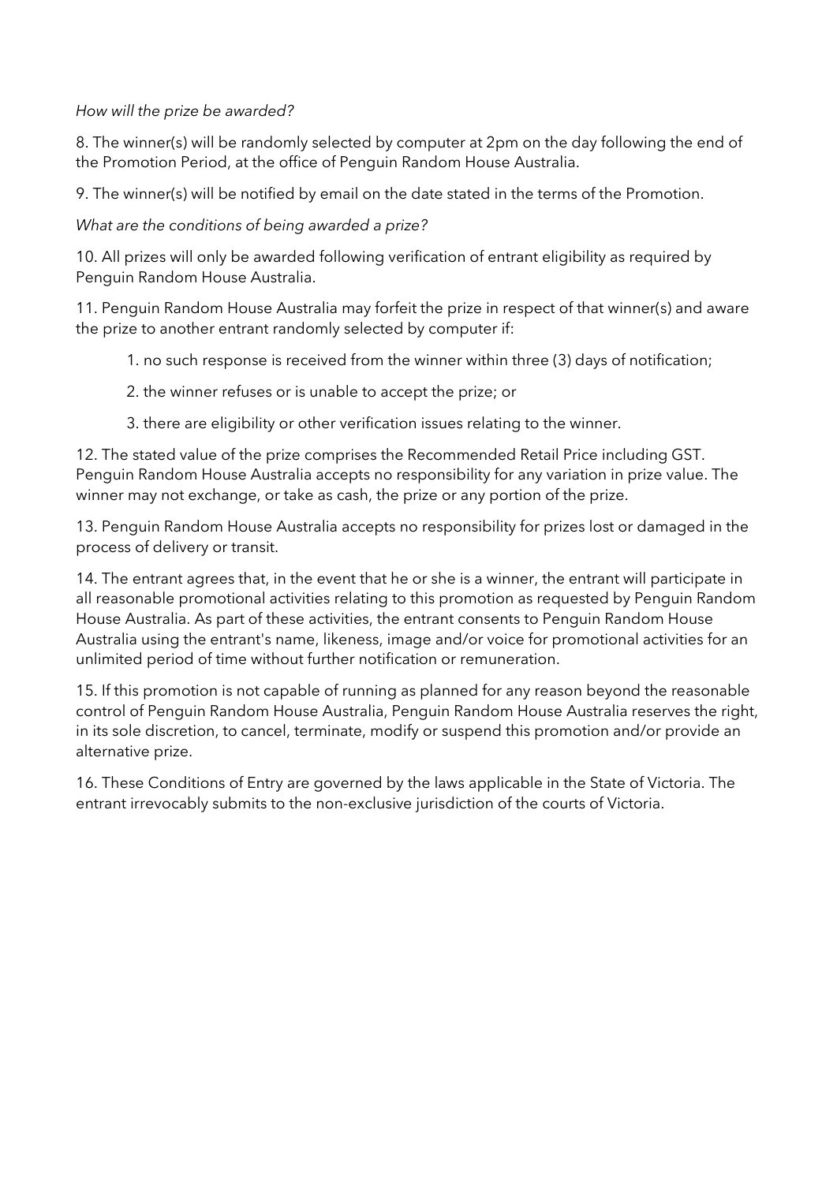*How will the prize be awarded?*

8. The winner(s) will be randomly selected by computer at 2pm on the day following the end of the Promotion Period, at the office of Penguin Random House Australia.

9. The winner(s) will be notified by email on the date stated in the terms of the Promotion.

*What are the conditions of being awarded a prize?*

10. All prizes will only be awarded following verification of entrant eligibility as required by Penguin Random House Australia.

11. Penguin Random House Australia may forfeit the prize in respect of that winner(s) and aware the prize to another entrant randomly selected by computer if:

   1. no such response is received from the winner within three (3) days of notification;

   2. the winner refuses or is unable to accept the prize; or

   3. there are eligibility or other verification issues relating to the winner.

12. The stated value of the prize comprises the Recommended Retail Price including GST. Penguin Random House Australia accepts no responsibility for any variation in prize value. The winner may not exchange, or take as cash, the prize or any portion of the prize.

13. Penguin Random House Australia accepts no responsibility for prizes lost or damaged in the process of delivery or transit.

14. The entrant agrees that, in the event that he or she is a winner, the entrant will participate in all reasonable promotional activities relating to this promotion as requested by Penguin Random House Australia. As part of these activities, the entrant consents to Penguin Random House Australia using the entrant's name, likeness, image and/or voice for promotional activities for an unlimited period of time without further notification or remuneration.

15. If this promotion is not capable of running as planned for any reason beyond the reasonable control of Penguin Random House Australia, Penguin Random House Australia reserves the right, in its sole discretion, to cancel, terminate, modify or suspend this promotion and/or provide an alternative prize.

16. These Conditions of Entry are governed by the laws applicable in the State of Victoria. The entrant irrevocably submits to the non-exclusive jurisdiction of the courts of Victoria.